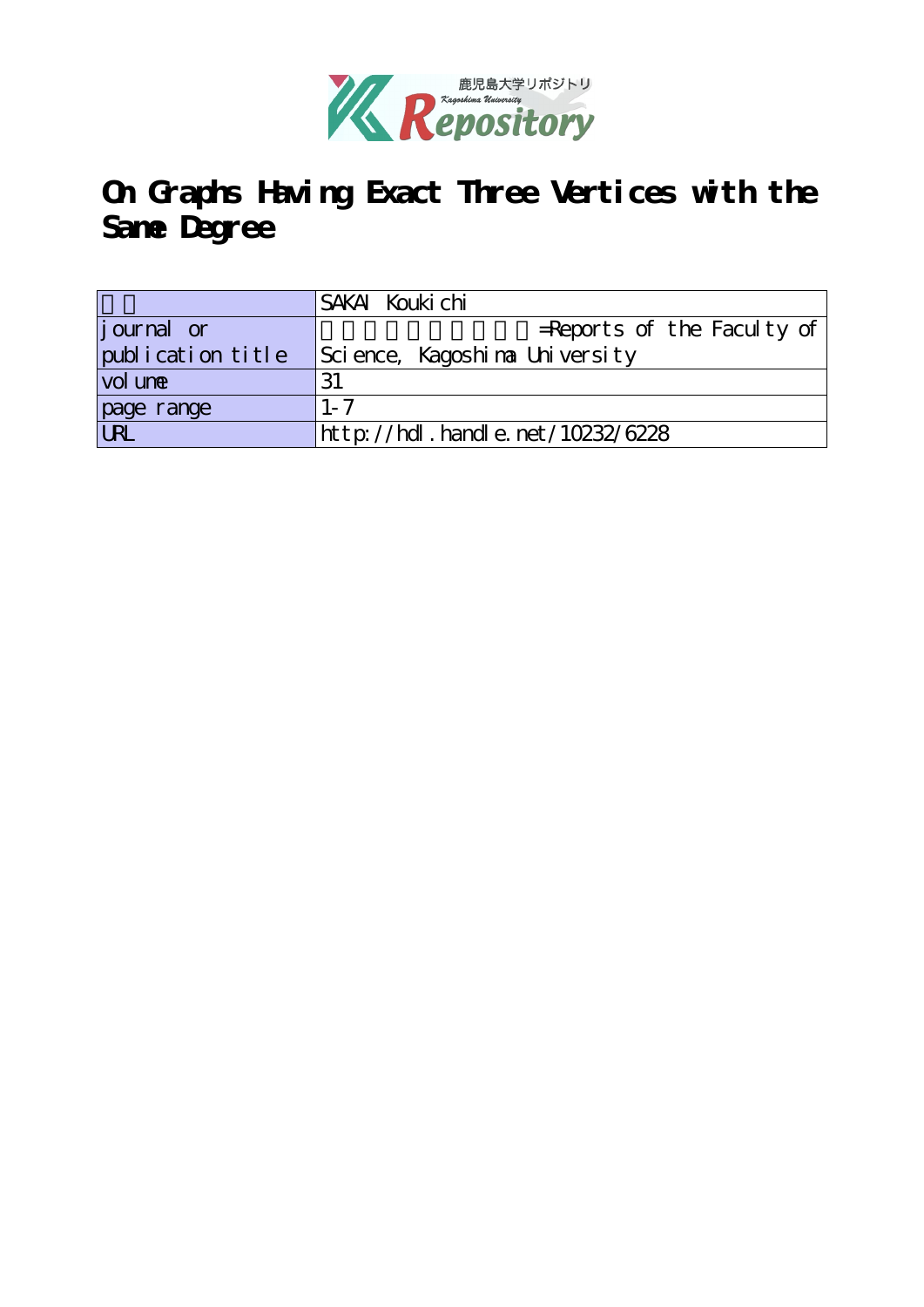# On Graphs Having Exact Three Vertices with the Same Degree

| 著者 | SAKAI Koukichi |
|---|---|
| journal or publication title | 鹿児島大学理学部紀要=Reports of the Faculty of Science, Kagoshima University |
| volume | 31 |
| page range | 1-7 |
| URL | http://hdl.handle.net/10232/6228 |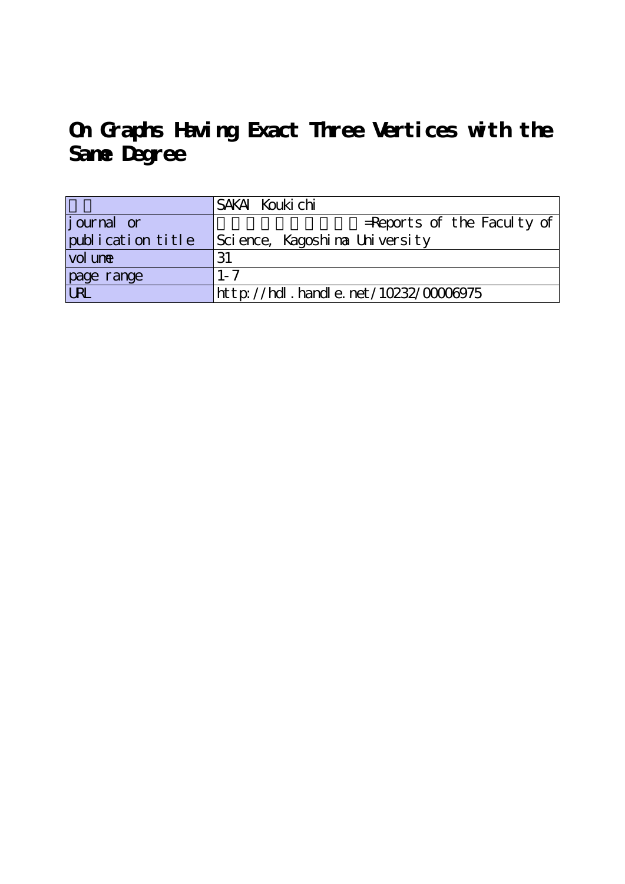# On Graphs Having Exact Three Vertices with the Same Degree

|  | SAKAI Kouki chi |
|---|---|
| journal or publication title | =Reports of the Faculty of Science, Kagoshima University |
| volume | 31 |
| page range | 1-7 |
| URL | http://hdl.handle.net/10232/00006975 |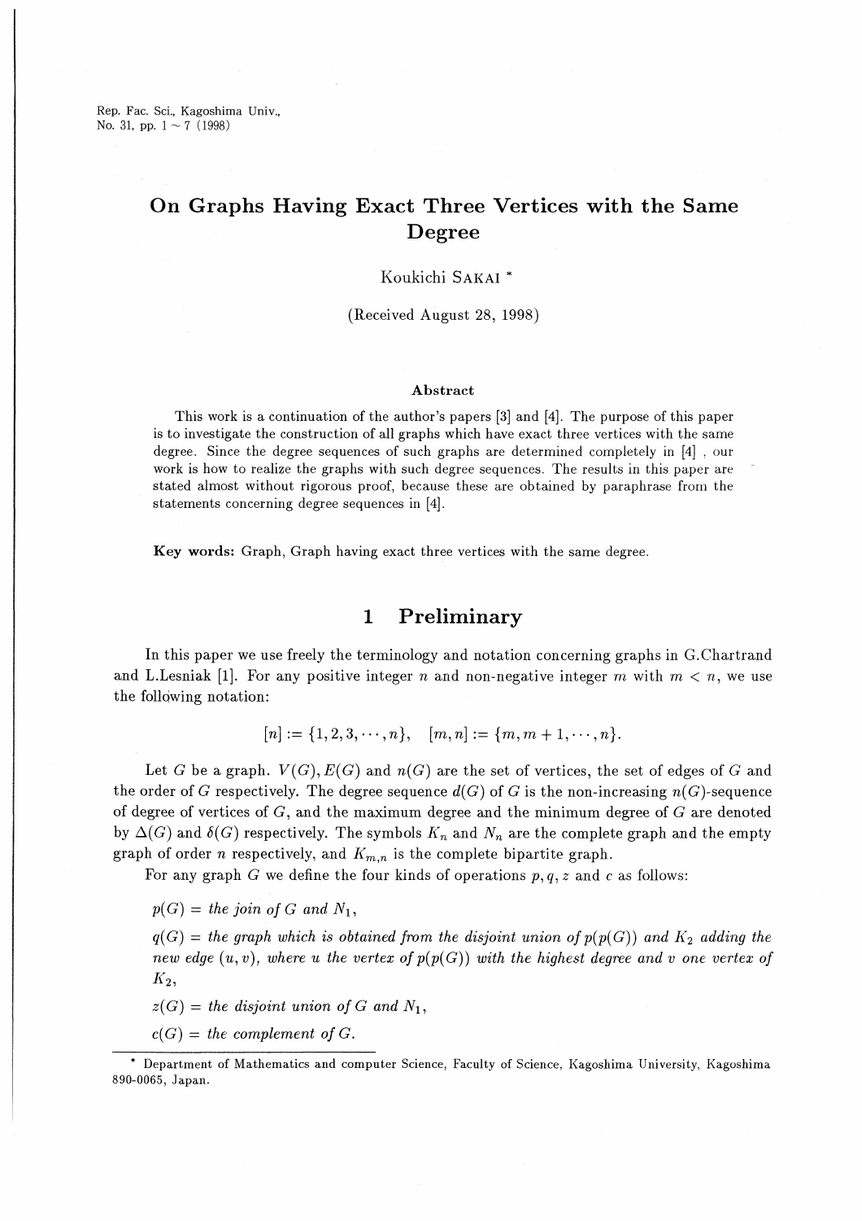Rep. Fac. Sci., Kagoshima Univ., No. 31, pp. 1 ~ 7 (1998)

# On Graphs Having Exact Three Vertices with the Same Degree

Koukichi SAKAI *

(Received August 28, 1998)

### Abstract

This work is a continuation of the author's papers [3] and [4]. The purpose of this paper is to investigate the construction of all graphs which have exact three vertices with the same degree. Since the degree sequences of such graphs are determined completely in [4], our work is how to realize the graphs with such degree sequences. The results in this paper are stated almost without rigorous proof, because these are obtained by paraphrase from the statements concerning degree sequences in [4].

**Key words:** Graph, Graph having exact three vertices with the same degree.

## 1 Preliminary

In this paper we use freely the terminology and notation concerning graphs in G.Chartrand and L.Lesniak [1]. For any positive integer $n$ and non-negative integer $m$ with $m < n$, we use the following notation:

$$[n] := \{1, 2, 3, \cdots, n\}, \quad [m, n] := \{m, m+1, \cdots, n\}.$$

Let $G$ be a graph. $V(G), E(G)$ and $n(G)$ are the set of vertices, the set of edges of $G$ and the order of $G$ respectively. The degree sequence $d(G)$ of $G$ is the non-increasing $n(G)$-sequence of degree of vertices of $G$, and the maximum degree and the minimum degree of $G$ are denoted by $\Delta(G)$ and $\delta(G)$ respectively. The symbols $K_n$ and $N_n$ are the complete graph and the empty graph of order $n$ respectively, and $K_{m,n}$ is the complete bipartite graph.

For any graph $G$ we define the four kinds of operations $p, q, z$ and $c$ as follows:

$p(G)$ = *the join of* $G$ *and* $N_1$,

$q(G)$ = *the graph which is obtained from the disjoint union of* $p(p(G))$ *and* $K_2$ *adding the new edge* $(u, v)$, *where* $u$ *the vertex of* $p(p(G))$ *with the highest degree and* $v$ *one vertex of* $K_2$,

$z(G)$ = *the disjoint union of* $G$ *and* $N_1$,

$c(G)$ = *the complement of* $G$.

---

* Department of Mathematics and computer Science, Faculty of Science, Kagoshima University, Kagoshima 890-0065, Japan.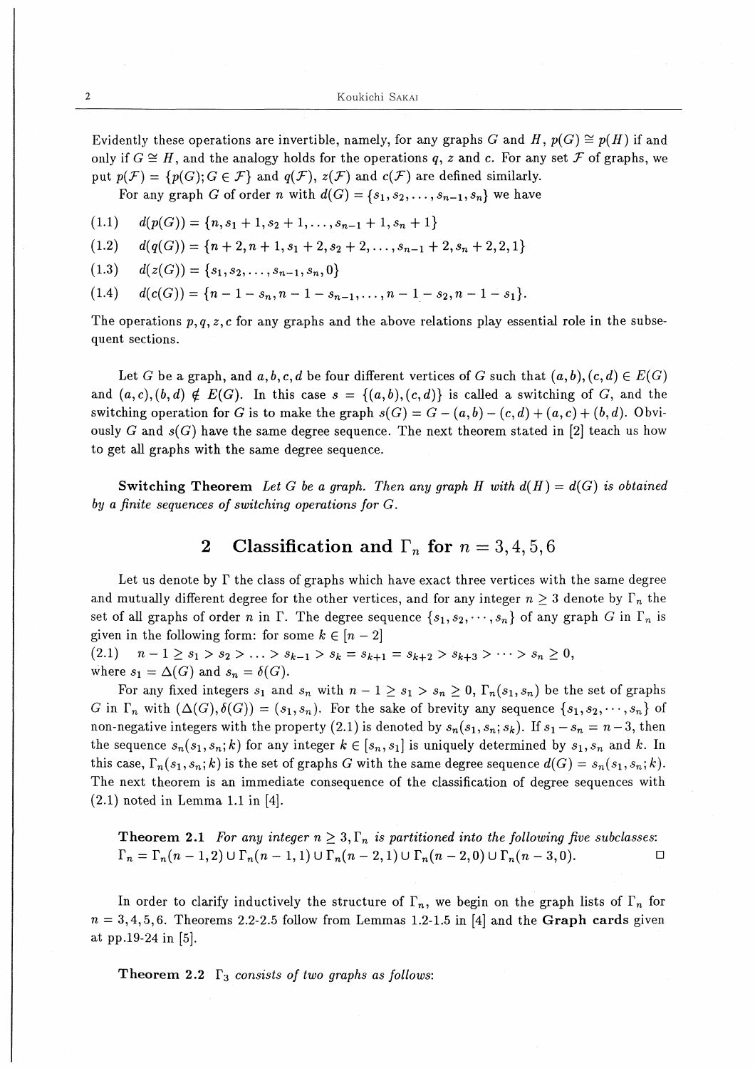Evidently these operations are invertible, namely, for any graphs $G$ and $H$, $p(G) \cong p(H)$ if and only if $G \cong H$, and the analogy holds for the operations $q$, $z$ and $c$. For any set $\mathcal{F}$ of graphs, we put $p(\mathcal{F}) = \{p(G); G \in \mathcal{F}\}$ and $q(\mathcal{F})$, $z(\mathcal{F})$ and $c(\mathcal{F})$ are defined similarly.

For any graph $G$ of order $n$ with $d(G) = \{s_1, s_2, \ldots, s_{n-1}, s_n\}$ we have

$$(1.1) \quad d(p(G)) = \{n, s_1 + 1, s_2 + 1, \ldots, s_{n-1} + 1, s_n + 1\}$$

$$(1.2) \quad d(q(G)) = \{n + 2, n + 1, s_1 + 2, s_2 + 2, \ldots, s_{n-1} + 2, s_n + 2, 2, 1\}$$

$$(1.3) \quad d(z(G)) = \{s_1, s_2, \ldots, s_{n-1}, s_n, 0\}$$

$$(1.4) \quad d(c(G)) = \{n - 1 - s_n, n - 1 - s_{n-1}, \ldots, n - 1 - s_2, n - 1 - s_1\}.$$

The operations $p, q, z, c$ for any graphs and the above relations play essential role in the subsequent sections.

Let $G$ be a graph, and $a, b, c, d$ be four different vertices of $G$ such that $(a, b), (c, d) \in E(G)$ and $(a, c), (b, d) \notin E(G)$. In this case $s = \{(a, b), (c, d)\}$ is called a switching of $G$, and the switching operation for $G$ is to make the graph $s(G) = G - (a, b) - (c, d) + (a, c) + (b, d)$. Obviously $G$ and $s(G)$ have the same degree sequence. The next theorem stated in [2] teach us how to get all graphs with the same degree sequence.

**Switching Theorem** *Let $G$ be a graph. Then any graph $H$ with $d(H) = d(G)$ is obtained by a finite sequences of switching operations for $G$.*

## 2 Classification and $\Gamma_n$ for $n = 3, 4, 5, 6$

Let us denote by $\Gamma$ the class of graphs which have exact three vertices with the same degree and mutually different degree for the other vertices, and for any integer $n \geq 3$ denote by $\Gamma_n$ the set of all graphs of order $n$ in $\Gamma$. The degree sequence $\{s_1, s_2, \cdots, s_n\}$ of any graph $G$ in $\Gamma_n$ is given in the following form: for some $k \in [n-2]$

$$(2.1) \quad n - 1 \geq s_1 > s_2 > \ldots > s_{k-1} > s_k = s_{k+1} = s_{k+2} > s_{k+3} > \cdots > s_n \geq 0,$$

where $s_1 = \Delta(G)$ and $s_n = \delta(G)$.

For any fixed integers $s_1$ and $s_n$ with $n - 1 \geq s_1 > s_n \geq 0$, $\Gamma_n(s_1, s_n)$ be the set of graphs $G$ in $\Gamma_n$ with $(\Delta(G), \delta(G)) = (s_1, s_n)$. For the sake of brevity any sequence $\{s_1, s_2, \cdots, s_n\}$ of non-negative integers with the property (2.1) is denoted by $s_n(s_1, s_n; s_k)$. If $s_1 - s_n = n - 3$, then the sequence $s_n(s_1, s_n; k)$ for any integer $k \in [s_n, s_1]$ is uniquely determined by $s_1, s_n$ and $k$. In this case, $\Gamma_n(s_1, s_n; k)$ is the set of graphs $G$ with the same degree sequence $d(G) = s_n(s_1, s_n; k)$. The next theorem is an immediate consequence of the classification of degree sequences with (2.1) noted in Lemma 1.1 in [4].

**Theorem 2.1** *For any integer $n \geq 3, \Gamma_n$ is partitioned into the following five subclasses:*
$\Gamma_n = \Gamma_n(n-1, 2) \cup \Gamma_n(n-1, 1) \cup \Gamma_n(n-2, 1) \cup \Gamma_n(n-2, 0) \cup \Gamma_n(n-3, 0).$ □

In order to clarify inductively the structure of $\Gamma_n$, we begin on the graph lists of $\Gamma_n$ for $n = 3, 4, 5, 6$. Theorems 2.2-2.5 follow from Lemmas 1.2-1.5 in [4] and the **Graph cards** given at pp.19-24 in [5].

**Theorem 2.2** *$\Gamma_3$ consists of two graphs as follows:*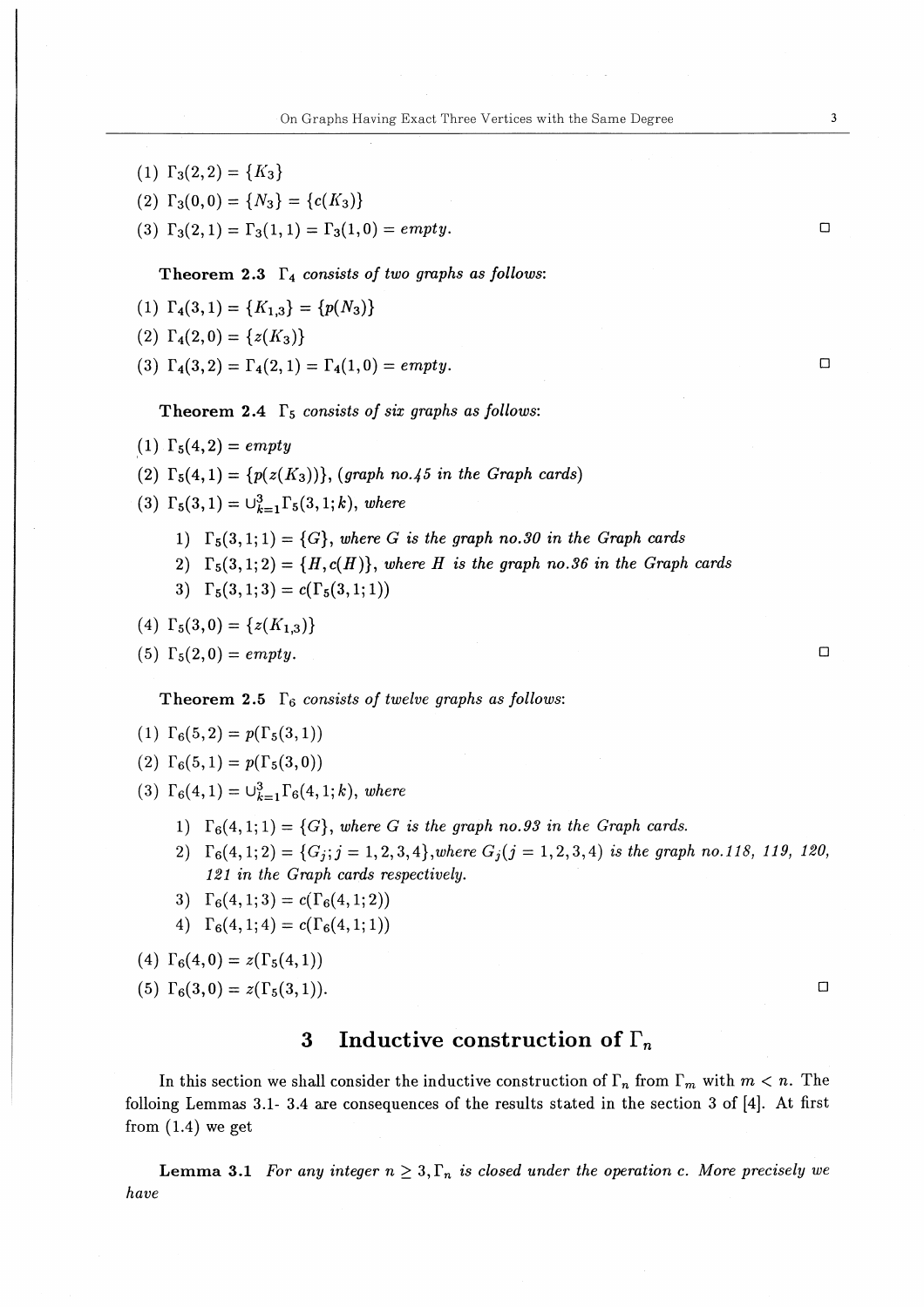(1) $\Gamma_3(2,2) = \{K_3\}$

(2) $\Gamma_3(0,0) = \{N_3\} = \{c(K_3)\}$

(3) $\Gamma_3(2,1) = \Gamma_3(1,1) = \Gamma_3(1,0) = empty$. □

**Theorem 2.3** *$\Gamma_4$ consists of two graphs as follows:*

(1) $\Gamma_4(3,1) = \{K_{1,3}\} = \{p(N_3)\}$

(2) $\Gamma_4(2,0) = \{z(K_3)\}$

(3) $\Gamma_4(3,2) = \Gamma_4(2,1) = \Gamma_4(1,0) = empty$. □

**Theorem 2.4** *$\Gamma_5$ consists of six graphs as follows:*

(1) $\Gamma_5(4,2) = empty$

(2) $\Gamma_5(4,1) = \{p(z(K_3))\}$, *(graph no.45 in the Graph cards)*

(3) $\Gamma_5(3,1) = \cup_{k=1}^{3}\Gamma_5(3,1;k)$, *where*

1) $\Gamma_5(3,1;1) = \{G\}$, *where $G$ is the graph no.30 in the Graph cards*

2) $\Gamma_5(3,1;2) = \{H, c(H)\}$, *where $H$ is the graph no.36 in the Graph cards*

3) $\Gamma_5(3,1;3) = c(\Gamma_5(3,1;1))$

(4) $\Gamma_5(3,0) = \{z(K_{1,3})\}$

(5) $\Gamma_5(2,0) = empty$. □

**Theorem 2.5** *$\Gamma_6$ consists of twelve graphs as follows:*

(1) $\Gamma_6(5,2) = p(\Gamma_5(3,1))$

(2) $\Gamma_6(5,1) = p(\Gamma_5(3,0))$

(3) $\Gamma_6(4,1) = \cup_{k=1}^{3}\Gamma_6(4,1;k)$, *where*

1) $\Gamma_6(4,1;1) = \{G\}$, *where $G$ is the graph no.93 in the Graph cards.*

2) $\Gamma_6(4,1;2) = \{G_j; j = 1,2,3,4\}$,*where $G_j(j = 1,2,3,4)$ is the graph no.118, 119, 120, 121 in the Graph cards respectively.*

3) $\Gamma_6(4,1;3) = c(\Gamma_6(4,1;2))$

4) $\Gamma_6(4,1;4) = c(\Gamma_6(4,1;1))$

(4) $\Gamma_6(4,0) = z(\Gamma_5(4,1))$

(5) $\Gamma_6(3,0) = z(\Gamma_5(3,1))$. □

## 3 Inductive construction of $\Gamma_n$

In this section we shall consider the inductive construction of $\Gamma_n$ from $\Gamma_m$ with $m < n$. The folloing Lemmas 3.1- 3.4 are consequences of the results stated in the section 3 of [4]. At first from (1.4) we get

**Lemma 3.1** *For any integer $n \geq 3, \Gamma_n$ is closed under the operation $c$. More precisely we have*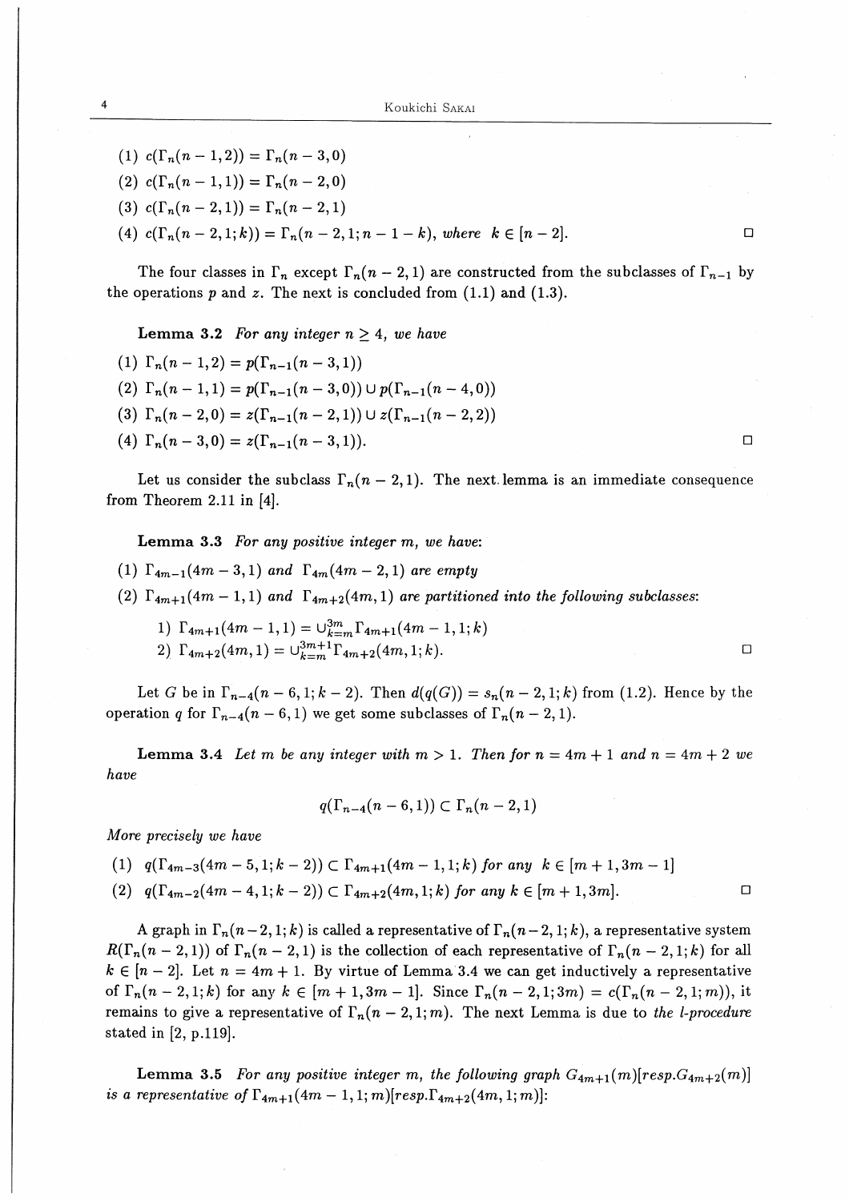(1) $c(\Gamma_n(n-1,2)) = \Gamma_n(n-3,0)$

(2) $c(\Gamma_n(n-1,1)) = \Gamma_n(n-2,0)$

(3) $c(\Gamma_n(n-2,1)) = \Gamma_n(n-2,1)$

(4) $c(\Gamma_n(n-2,1;k)) = \Gamma_n(n-2,1;n-1-k)$, *where* $k \in [n-2]$. □

The four classes in $\Gamma_n$ except $\Gamma_n(n-2,1)$ are constructed from the subclasses of $\Gamma_{n-1}$ by the operations $p$ and $z$. The next is concluded from (1.1) and (1.3).

**Lemma 3.2** *For any integer* $n \geq 4$, *we have*

(1) $\Gamma_n(n-1,2) = p(\Gamma_{n-1}(n-3,1))$

(2) $\Gamma_n(n-1,1) = p(\Gamma_{n-1}(n-3,0)) \cup p(\Gamma_{n-1}(n-4,0))$

(3) $\Gamma_n(n-2,0) = z(\Gamma_{n-1}(n-2,1)) \cup z(\Gamma_{n-1}(n-2,2))$

(4) $\Gamma_n(n-3,0) = z(\Gamma_{n-1}(n-3,1))$. □

Let us consider the subclass $\Gamma_n(n-2,1)$. The next lemma is an immediate consequence from Theorem 2.11 in [4].

**Lemma 3.3** *For any positive integer* $m$, *we have*:

(1) $\Gamma_{4m-1}(4m-3,1)$ *and* $\Gamma_{4m}(4m-2,1)$ *are empty*

(2) $\Gamma_{4m+1}(4m-1,1)$ *and* $\Gamma_{4m+2}(4m,1)$ *are partitioned into the following subclasses*:

1) $\Gamma_{4m+1}(4m-1,1) = \cup_{k=m}^{3m} \Gamma_{4m+1}(4m-1,1;k)$

2) $\Gamma_{4m+2}(4m,1) = \cup_{k=m}^{3m+1} \Gamma_{4m+2}(4m,1;k)$. □

Let $G$ be in $\Gamma_{n-4}(n-6,1;k-2)$. Then $d(q(G)) = s_n(n-2,1;k)$ from (1.2). Hence by the operation $q$ for $\Gamma_{n-4}(n-6,1)$ we get some subclasses of $\Gamma_n(n-2,1)$.

**Lemma 3.4** *Let* $m$ *be any integer with* $m > 1$. *Then for* $n = 4m+1$ *and* $n = 4m+2$ *we have*

$$q(\Gamma_{n-4}(n-6,1)) \subset \Gamma_n(n-2,1)$$

*More precisely we have*

(1) $q(\Gamma_{4m-3}(4m-5,1;k-2)) \subset \Gamma_{4m+1}(4m-1,1;k)$ *for any* $k \in [m+1, 3m-1]$

(2) $q(\Gamma_{4m-2}(4m-4,1;k-2)) \subset \Gamma_{4m+2}(4m,1;k)$ *for any* $k \in [m+1, 3m]$. □

A graph in $\Gamma_n(n-2,1;k)$ is called a representative of $\Gamma_n(n-2,1;k)$, a representative system $R(\Gamma_n(n-2,1))$ of $\Gamma_n(n-2,1)$ is the collection of each representative of $\Gamma_n(n-2,1;k)$ for all $k \in [n-2]$. Let $n = 4m+1$. By virtue of Lemma 3.4 we can get inductively a representative of $\Gamma_n(n-2,1;k)$ for any $k \in [m+1, 3m-1]$. Since $\Gamma_n(n-2,1;3m) = c(\Gamma_n(n-2,1;m))$, it remains to give a representative of $\Gamma_n(n-2,1;m)$. The next Lemma is due to *the l-procedure* stated in [2, p.119].

**Lemma 3.5** *For any positive integer* $m$, *the following graph* $G_{4m+1}(m)$[*resp.*$G_{4m+2}(m)$] *is a representative of* $\Gamma_{4m+1}(4m-1,1;m)$[*resp.*$\Gamma_{4m+2}(4m,1;m)$]: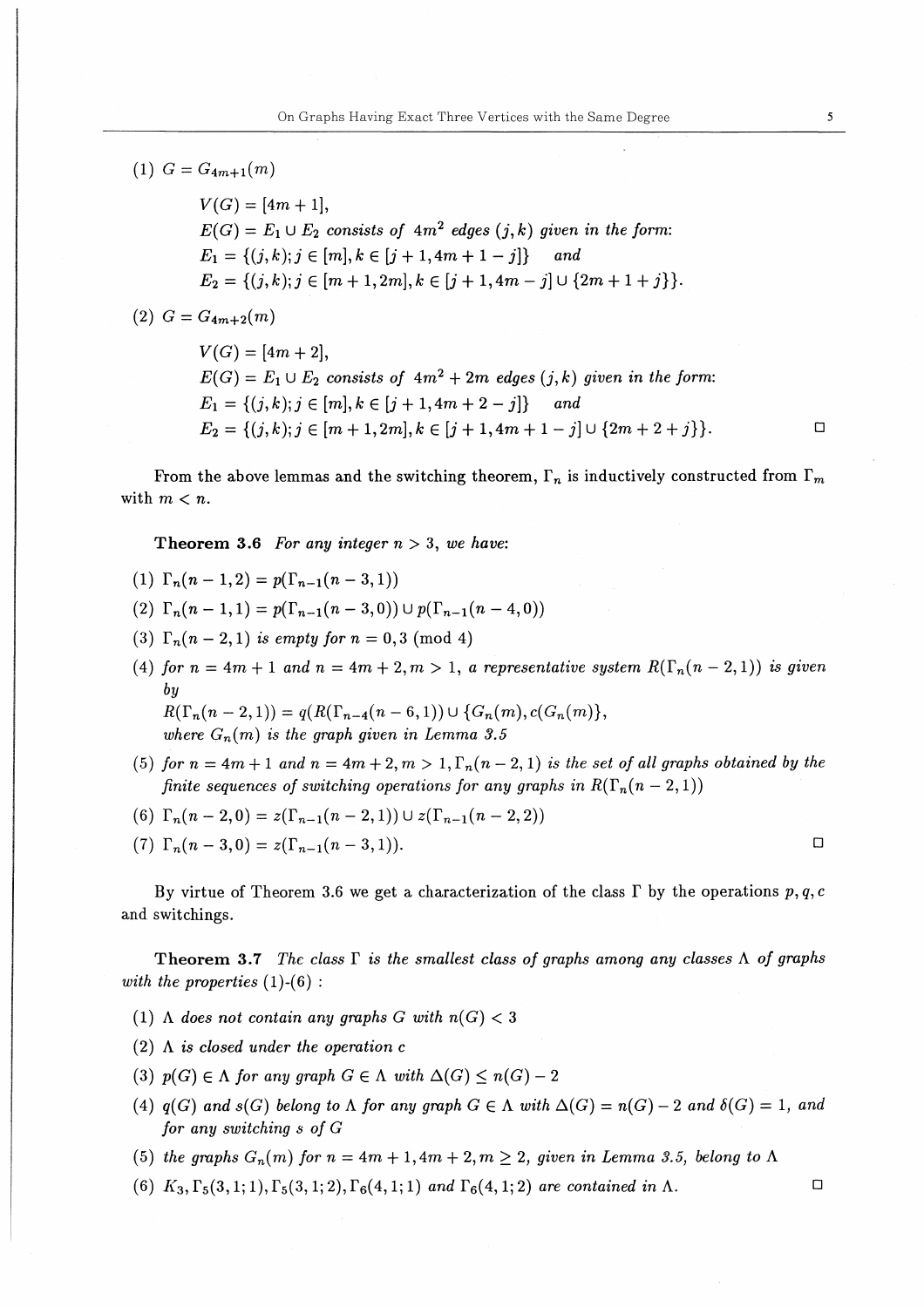(1) $G = G_{4m+1}(m)$

$V(G) = [4m+1]$,
$E(G) = E_1 \cup E_2$ *consists of* $4m^2$ *edges* $(j,k)$ *given in the form:*
$E_1 = \{(j,k); j \in [m], k \in [j+1, 4m+1-j]\}$ *and*
$E_2 = \{(j,k); j \in [m+1, 2m], k \in [j+1, 4m-j] \cup \{2m+1+j\}\}$.

(2) $G = G_{4m+2}(m)$

$V(G) = [4m+2]$,
$E(G) = E_1 \cup E_2$ *consists of* $4m^2 + 2m$ *edges* $(j,k)$ *given in the form:*
$E_1 = \{(j,k); j \in [m], k \in [j+1, 4m+2-j]\}$ *and*
$E_2 = \{(j,k); j \in [m+1, 2m], k \in [j+1, 4m+1-j] \cup \{2m+2+j\}\}$. □

From the above lemmas and the switching theorem, $\Gamma_n$ is inductively constructed from $\Gamma_m$ with $m < n$.

**Theorem 3.6** *For any integer $n > 3$, we have:*

(1) $\Gamma_n(n-1, 2) = p(\Gamma_{n-1}(n-3, 1))$

(2) $\Gamma_n(n-1, 1) = p(\Gamma_{n-1}(n-3, 0)) \cup p(\Gamma_{n-1}(n-4, 0))$

(3) $\Gamma_n(n-2, 1)$ *is empty for* $n = 0, 3 \pmod 4$

(4) *for $n = 4m+1$ and $n = 4m+2, m > 1$, a representative system $R(\Gamma_n(n-2, 1))$ is given by*
$R(\Gamma_n(n-2,1)) = q(R(\Gamma_{n-4}(n-6, 1)) \cup \{G_n(m), c(G_n(m)\}$,
*where $G_n(m)$ is the graph given in Lemma 3.5*

(5) *for $n = 4m+1$ and $n = 4m+2, m > 1, \Gamma_n(n-2, 1)$ is the set of all graphs obtained by the finite sequences of switching operations for any graphs in $R(\Gamma_n(n-2, 1))$*

(6) $\Gamma_n(n-2, 0) = z(\Gamma_{n-1}(n-2, 1)) \cup z(\Gamma_{n-1}(n-2, 2))$

(7) $\Gamma_n(n-3, 0) = z(\Gamma_{n-1}(n-3, 1))$. □

By virtue of Theorem 3.6 we get a characterization of the class $\Gamma$ by the operations $p, q, c$ and switchings.

**Theorem 3.7** *The class $\Gamma$ is the smallest class of graphs among any classes $\Lambda$ of graphs with the properties* (1)-(6) :

(1) $\Lambda$ *does not contain any graphs $G$ with $n(G) < 3$*

(2) $\Lambda$ *is closed under the operation $c$*

(3) $p(G) \in \Lambda$ *for any graph $G \in \Lambda$ with $\Delta(G) \leq n(G) - 2$*

(4) $q(G)$ *and $s(G)$ belong to $\Lambda$ for any graph $G \in \Lambda$ with $\Delta(G) = n(G) - 2$ and $\delta(G) = 1$, and for any switching $s$ of $G$*

(5) *the graphs $G_n(m)$ for $n = 4m+1, 4m+2, m \geq 2$, given in Lemma 3.5, belong to $\Lambda$*

(6) $K_3, \Gamma_5(3,1;1), \Gamma_5(3,1;2), \Gamma_6(4,1;1)$ *and* $\Gamma_6(4,1;2)$ *are contained in* $\Lambda$. □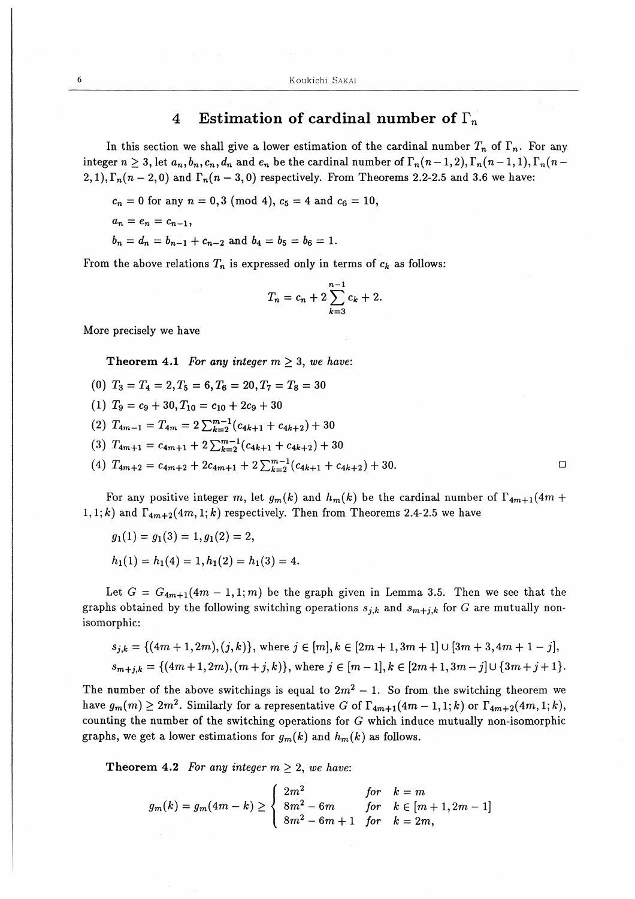## 4 Estimation of cardinal number of $\Gamma_n$

In this section we shall give a lower estimation of the cardinal number $T_n$ of $\Gamma_n$. For any integer $n \geq 3$, let $a_n, b_n, c_n, d_n$ and $e_n$ be the cardinal number of $\Gamma_n(n-1,2), \Gamma_n(n-1,1), \Gamma_n(n-2,1), \Gamma_n(n-2,0)$ and $\Gamma_n(n-3,0)$ respectively. From Theorems 2.2-2.5 and 3.6 we have:

$c_n = 0$ for any $n = 0, 3 \pmod 4$, $c_5 = 4$ and $c_6 = 10$,

$a_n = e_n = c_{n-1}$,

$b_n = d_n = b_{n-1} + c_{n-2}$ and $b_4 = b_5 = b_6 = 1$.

From the above relations $T_n$ is expressed only in terms of $c_k$ as follows:

$$T_n = c_n + 2\sum_{k=3}^{n-1} c_k + 2.$$

More precisely we have

**Theorem 4.1** *For any integer $m \geq 3$, we have:*

(0) $T_3 = T_4 = 2, T_5 = 6, T_6 = 20, T_7 = T_8 = 30$

(1) $T_9 = c_9 + 30, T_{10} = c_{10} + 2c_9 + 30$

(2) $T_{4m-1} = T_{4m} = 2\sum_{k=2}^{m-1}(c_{4k+1} + c_{4k+2}) + 30$

(3) $T_{4m+1} = c_{4m+1} + 2\sum_{k=2}^{m-1}(c_{4k+1} + c_{4k+2}) + 30$

(4) $T_{4m+2} = c_{4m+2} + 2c_{4m+1} + 2\sum_{k=2}^{m-1}(c_{4k+1} + c_{4k+2}) + 30.$ □

For any positive integer $m$, let $g_m(k)$ and $h_m(k)$ be the cardinal number of $\Gamma_{4m+1}(4m+1,1;k)$ and $\Gamma_{4m+2}(4m,1;k)$ respectively. Then from Theorems 2.4-2.5 we have

$g_1(1) = g_1(3) = 1, g_1(2) = 2,$

$h_1(1) = h_1(4) = 1, h_1(2) = h_1(3) = 4.$

Let $G = G_{4m+1}(4m-1,1;m)$ be the graph given in Lemma 3.5. Then we see that the graphs obtained by the following switching operations $s_{j,k}$ and $s_{m+j,k}$ for $G$ are mutually non-isomorphic:

$s_{j,k} = \{(4m+1, 2m), (j,k)\}$, where $j \in [m], k \in [2m+1, 3m+1] \cup [3m+3, 4m+1-j]$,

$s_{m+j,k} = \{(4m+1, 2m), (m+j,k)\}$, where $j \in [m-1], k \in [2m+1, 3m-j] \cup \{3m+j+1\}$.

The number of the above switchings is equal to $2m^2 - 1$. So from the switching theorem we have $g_m(m) \geq 2m^2$. Similarly for a representative $G$ of $\Gamma_{4m+1}(4m-1,1;k)$ or $\Gamma_{4m+2}(4m,1;k)$, counting the number of the switching operations for $G$ which induce mutually non-isomorphic graphs, we get a lower estimations for $g_m(k)$ and $h_m(k)$ as follows.

**Theorem 4.2** *For any integer $m \geq 2$, we have:*

$$g_m(k) = g_m(4m-k) \geq \begin{cases} 2m^2 & \text{for } k = m \\ 8m^2 - 6m & \text{for } k \in [m+1, 2m-1] \\ 8m^2 - 6m + 1 & \text{for } k = 2m, \end{cases}$$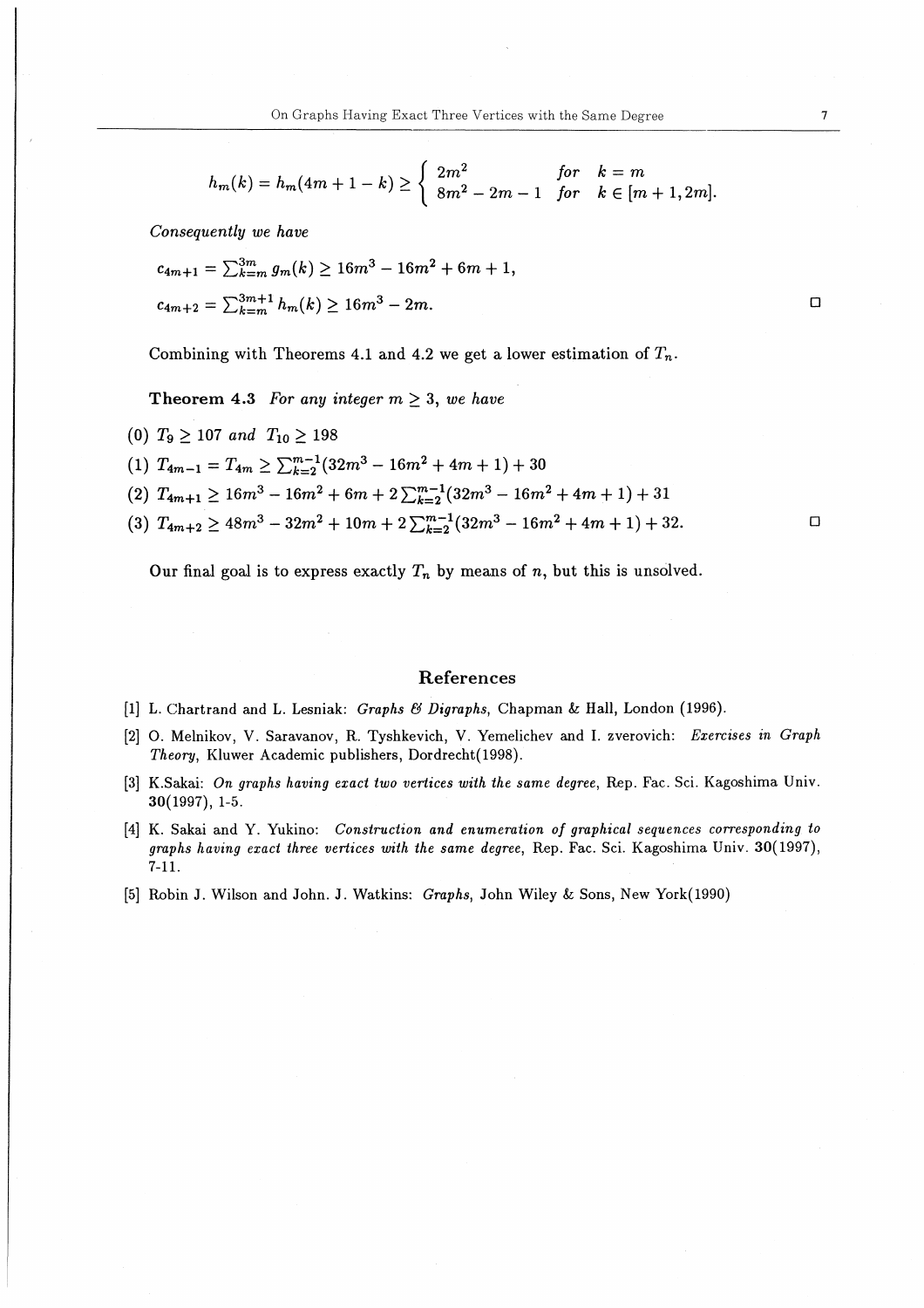$$h_m(k) = h_m(4m+1-k) \geq \begin{cases} 2m^2 & \textit{for} \quad k = m \\ 8m^2 - 2m - 1 & \textit{for} \quad k \in [m+1, 2m]. \end{cases}$$

*Consequently we have*

$$c_{4m+1} = \textstyle\sum_{k=m}^{3m} g_m(k) \geq 16m^3 - 16m^2 + 6m + 1,$$

$$c_{4m+2} = \textstyle\sum_{k=m}^{3m+1} h_m(k) \geq 16m^3 - 2m.$$

□

Combining with Theorems 4.1 and 4.2 we get a lower estimation of $T_n$.

**Theorem 4.3** *For any integer $m \geq 3$, we have*

(0) $T_9 \geq 107$ *and* $T_{10} \geq 198$

(1) $T_{4m-1} = T_{4m} \geq \sum_{k=2}^{m-1}(32m^3 - 16m^2 + 4m + 1) + 30$

(2) $T_{4m+1} \geq 16m^3 - 16m^2 + 6m + 2\sum_{k=2}^{m-1}(32m^3 - 16m^2 + 4m + 1) + 31$

(3) $T_{4m+2} \geq 48m^3 - 32m^2 + 10m + 2\sum_{k=2}^{m-1}(32m^3 - 16m^2 + 4m + 1) + 32.$ □

Our final goal is to express exactly $T_n$ by means of $n$, but this is unsolved.

## References

[1] L. Chartrand and L. Lesniak: *Graphs & Digraphs*, Chapman & Hall, London (1996).

[2] O. Melnikov, V. Saravanov, R. Tyshkevich, V. Yemelichev and I. zverovich: *Exercises in Graph Theory*, Kluwer Academic publishers, Dordrecht(1998).

[3] K.Sakai: *On graphs having exact two vertices with the same degree*, Rep. Fac. Sci. Kagoshima Univ. **30**(1997), 1-5.

[4] K. Sakai and Y. Yukino: *Construction and enumeration of graphical sequences corresponding to graphs having exact three vertices with the same degree*, Rep. Fac. Sci. Kagoshima Univ. **30**(1997), 7-11.

[5] Robin J. Wilson and John. J. Watkins: *Graphs*, John Wiley & Sons, New York(1990)